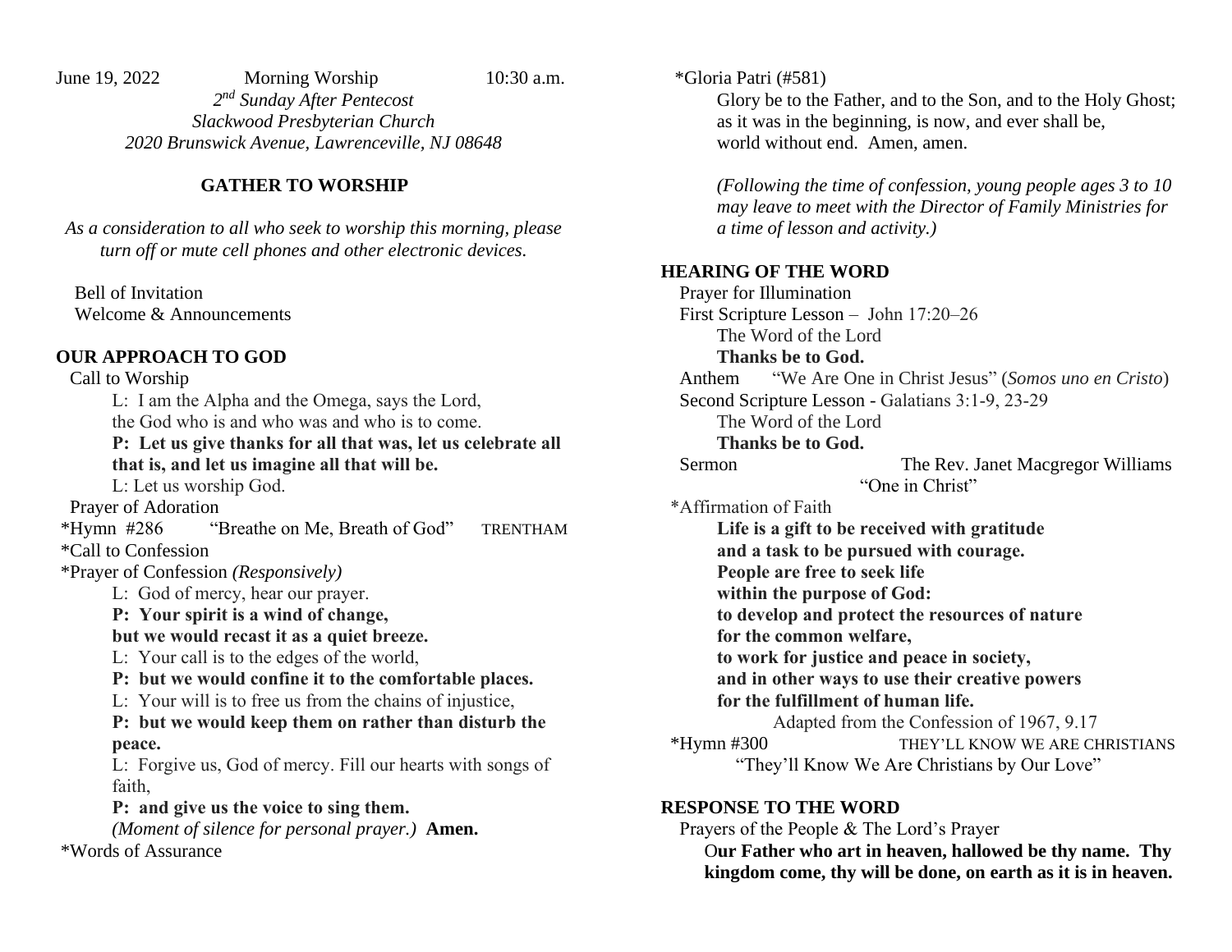June 19, 2022 Morning Worship 10:30 a.m.

*2nd Sunday After Pentecost*
*Slackwood Presbyterian Church*
*2020 Brunswick Avenue, Lawrenceville, NJ 08648*

**GATHER TO WORSHIP**

*As a consideration to all who seek to worship this morning, please turn off or mute cell phones and other electronic devices.*

Bell of Invitation
Welcome & Announcements

**OUR APPROACH TO GOD**

Call to Worship

L: I am the Alpha and the Omega, says the Lord,
the God who is and who was and who is to come.
**P: Let us give thanks for all that was, let us celebrate all that is, and let us imagine all that will be.**
L: Let us worship God.

Prayer of Adoration

*Hymn #286 "Breathe on Me, Breath of God" TRENTHAM

*Call to Confession

*Prayer of Confession *(Responsively)*

L: God of mercy, hear our prayer.
**P: Your spirit is a wind of change,**
**but we would recast it as a quiet breeze.**
L: Your call is to the edges of the world,
**P: but we would confine it to the comfortable places.**
L: Your will is to free us from the chains of injustice,
**P: but we would keep them on rather than disturb the peace.**
L: Forgive us, God of mercy. Fill our hearts with songs of faith,
**P: and give us the voice to sing them.**
*(Moment of silence for personal prayer.)* **Amen.**

*Words of Assurance

*Gloria Patri (#581)

Glory be to the Father, and to the Son, and to the Holy Ghost;
as it was in the beginning, is now, and ever shall be,
world without end. Amen, amen.

*(Following the time of confession, young people ages 3 to 10 may leave to meet with the Director of Family Ministries for a time of lesson and activity.)*

**HEARING OF THE WORD**

Prayer for Illumination

First Scripture Lesson – John 17:20–26

The Word of the Lord
**Thanks be to God.**

Anthem "We Are One in Christ Jesus" (*Somos uno en Cristo*)

Second Scripture Lesson - Galatians 3:1-9, 23-29

The Word of the Lord
**Thanks be to God.**

Sermon The Rev. Janet Macgregor Williams
"One in Christ"

*Affirmation of Faith

**Life is a gift to be received with gratitude**
**and a task to be pursued with courage.**
**People are free to seek life**
**within the purpose of God:**
**to develop and protect the resources of nature**
**for the common welfare,**
**to work for justice and peace in society,**
**and in other ways to use their creative powers**
**for the fulfillment of human life.**
Adapted from the Confession of 1967, 9.17

*Hymn #300 THEY'LL KNOW WE ARE CHRISTIANS
"They'll Know We Are Christians by Our Love"

**RESPONSE TO THE WORD**

Prayers of the People & The Lord's Prayer

**Our Father who art in heaven, hallowed be thy name. Thy kingdom come, thy will be done, on earth as it is in heaven.**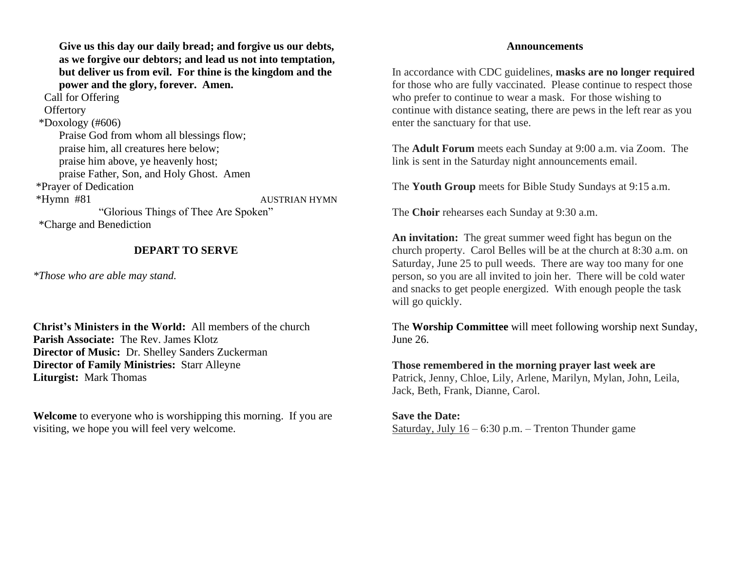**Give us this day our daily bread; and forgive us our debts, as we forgive our debtors; and lead us not into temptation, but deliver us from evil. For thine is the kingdom and the power and the glory, forever. Amen.**

Call for Offering

Offertory

*Doxology (#606)

Praise God from whom all blessings flow;
praise him, all creatures here below;
praise him above, ye heavenly host;
praise Father, Son, and Holy Ghost. Amen

*Prayer of Dedication

*Hymn #81 AUSTRIAN HYMN

"Glorious Things of Thee Are Spoken"

*Charge and Benediction

## DEPART TO SERVE

*\*Those who are able may stand.*

**Christ's Ministers in the World:** All members of the church
**Parish Associate:** The Rev. James Klotz
**Director of Music:** Dr. Shelley Sanders Zuckerman
**Director of Family Ministries:** Starr Alleyne
**Liturgist:** Mark Thomas

**Welcome** to everyone who is worshipping this morning. If you are visiting, we hope you will feel very welcome.

## Announcements

In accordance with CDC guidelines, **masks are no longer required** for those who are fully vaccinated. Please continue to respect those who prefer to continue to wear a mask. For those wishing to continue with distance seating, there are pews in the left rear as you enter the sanctuary for that use.

The **Adult Forum** meets each Sunday at 9:00 a.m. via Zoom. The link is sent in the Saturday night announcements email.

The **Youth Group** meets for Bible Study Sundays at 9:15 a.m.

The **Choir** rehearses each Sunday at 9:30 a.m.

**An invitation:** The great summer weed fight has begun on the church property. Carol Belles will be at the church at 8:30 a.m. on Saturday, June 25 to pull weeds. There are way too many for one person, so you are all invited to join her. There will be cold water and snacks to get people energized. With enough people the task will go quickly.

The **Worship Committee** will meet following worship next Sunday, June 26.

**Those remembered in the morning prayer last week are**
Patrick, Jenny, Chloe, Lily, Arlene, Marilyn, Mylan, John, Leila, Jack, Beth, Frank, Dianne, Carol.

**Save the Date:**
Saturday, July 16 – 6:30 p.m. – Trenton Thunder game